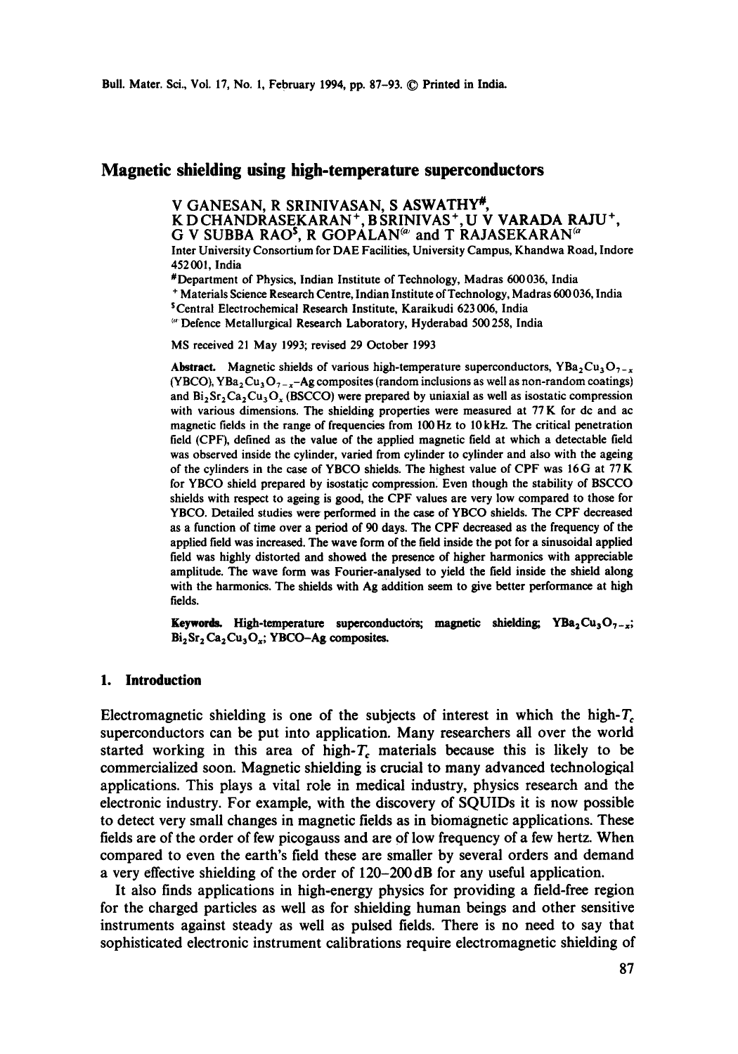# Magnetic shielding using high-temperature superconductors

V GANESAN, R SRINIVASAN, S ASWATHY[#], K D CHANDRASEKARAN[+], B SRINIVAS[+], U V VARADA RAJU[+], G V SUBBA RAO[$], R GOPALAN[@] and T RAJASEKARAN[@]

Inter University Consortium for DAE Facilities, University Campus, Khandwa Road, Indore 452001, India

[#] Department of Physics, Indian Institute of Technology, Madras 600036, India

[+] Materials Science Research Centre, Indian Institute of Technology, Madras 600036, India

[$] Central Electrochemical Research Institute, Karaikudi 623006, India

[@] Defence Metallurgical Research Laboratory, Hyderabad 500258, India

MS received 21 May 1993; revised 29 October 1993

**Abstract.** Magnetic shields of various high-temperature superconductors, $YBa_2Cu_3O_{7-x}$ (YBCO), $YBa_2Cu_3O_{7-x}$–Ag composites (random inclusions as well as non-random coatings) and $Bi_2Sr_2Ca_2Cu_3O_x$ (BSCCO) were prepared by uniaxial as well as isostatic compression with various dimensions. The shielding properties were measured at 77 K for dc and ac magnetic fields in the range of frequencies from 100 Hz to 10 kHz. The critical penetration field (CPF), defined as the value of the applied magnetic field at which a detectable field was observed inside the cylinder, varied from cylinder to cylinder and also with the ageing of the cylinders in the case of YBCO shields. The highest value of CPF was 16 G at 77 K for YBCO shield prepared by isostatic compression. Even though the stability of BSCCO shields with respect to ageing is good, the CPF values are very low compared to those for YBCO. Detailed studies were performed in the case of YBCO shields. The CPF decreased as a function of time over a period of 90 days. The CPF decreased as the frequency of the applied field was increased. The wave form of the field inside the pot for a sinusoidal applied field was highly distorted and showed the presence of higher harmonics with appreciable amplitude. The wave form was Fourier-analysed to yield the field inside the shield along with the harmonics. The shields with Ag addition seem to give better performance at high fields.

**Keywords.** High-temperature superconductors; magnetic shielding; $YBa_2Cu_3O_{7-x}$; $Bi_2Sr_2Ca_2Cu_3O_x$; YBCO–Ag composites.

## 1. Introduction

Electromagnetic shielding is one of the subjects of interest in which the high-$T_c$ superconductors can be put into application. Many researchers all over the world started working in this area of high-$T_c$ materials because this is likely to be commercialized soon. Magnetic shielding is crucial to many advanced technological applications. This plays a vital role in medical industry, physics research and the electronic industry. For example, with the discovery of SQUIDs it is now possible to detect very small changes in magnetic fields as in biomagnetic applications. These fields are of the order of few picogauss and are of low frequency of a few hertz. When compared to even the earth's field these are smaller by several orders and demand a very effective shielding of the order of 120–200 dB for any useful application.

It also finds applications in high-energy physics for providing a field-free region for the charged particles as well as for shielding human beings and other sensitive instruments against steady as well as pulsed fields. There is no need to say that sophisticated electronic instrument calibrations require electromagnetic shielding of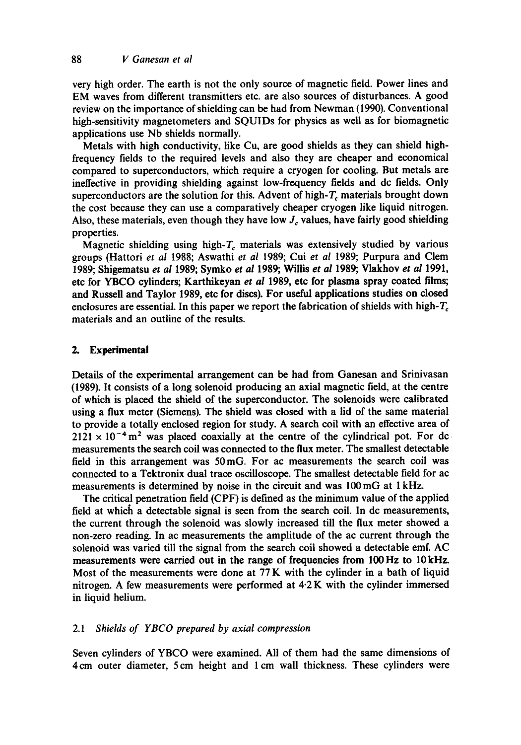very high order. The earth is not the only source of magnetic field. Power lines and EM waves from different transmitters etc. are also sources of disturbances. A good review on the importance of shielding can be had from Newman (1990). Conventional high-sensitivity magnetometers and SQUIDs for physics as well as for biomagnetic applications use Nb shields normally.

Metals with high conductivity, like Cu, are good shields as they can shield high-frequency fields to the required levels and also they are cheaper and economical compared to superconductors, which require a cryogen for cooling. But metals are ineffective in providing shielding against low-frequency fields and dc fields. Only superconductors are the solution for this. Advent of high-$T_c$ materials brought down the cost because they can use a comparatively cheaper cryogen like liquid nitrogen. Also, these materials, even though they have low $J_c$ values, have fairly good shielding properties.

Magnetic shielding using high-$T_c$ materials was extensively studied by various groups (Hattori *et al* 1988; Aswathi *et al* 1989; Cui *et al* 1989; Purpura and Clem 1989; Shigematsu *et al* 1989; Symko *et al* 1989; Willis *et al* 1989; Vlakhov *et al* 1991, etc for YBCO cylinders; Karthikeyan *et al* 1989, etc for plasma spray coated films; and Russell and Taylor 1989, etc for discs). For useful applications studies on closed enclosures are essential. In this paper we report the fabrication of shields with high-$T_c$ materials and an outline of the results.

## 2. Experimental

Details of the experimental arrangement can be had from Ganesan and Srinivasan (1989). It consists of a long solenoid producing an axial magnetic field, at the centre of which is placed the shield of the superconductor. The solenoids were calibrated using a flux meter (Siemens). The shield was closed with a lid of the same material to provide a totally enclosed region for study. A search coil with an effective area of $2121 \times 10^{-4}\,\text{m}^2$ was placed coaxially at the centre of the cylindrical pot. For dc measurements the search coil was connected to the flux meter. The smallest detectable field in this arrangement was 50 mG. For ac measurements the search coil was connected to a Tektronix dual trace oscilloscope. The smallest detectable field for ac measurements is determined by noise in the circuit and was 100 mG at 1 kHz.

The critical penetration field (CPF) is defined as the minimum value of the applied field at which a detectable signal is seen from the search coil. In dc measurements, the current through the solenoid was slowly increased till the flux meter showed a non-zero reading. In ac measurements the amplitude of the ac current through the solenoid was varied till the signal from the search coil showed a detectable emf. AC measurements were carried out in the range of frequencies from 100 Hz to 10 kHz. Most of the measurements were done at 77 K with the cylinder in a bath of liquid nitrogen. A few measurements were performed at 4·2 K with the cylinder immersed in liquid helium.

### 2.1 *Shields of YBCO prepared by axial compression*

Seven cylinders of YBCO were examined. All of them had the same dimensions of 4 cm outer diameter, 5 cm height and 1 cm wall thickness. These cylinders were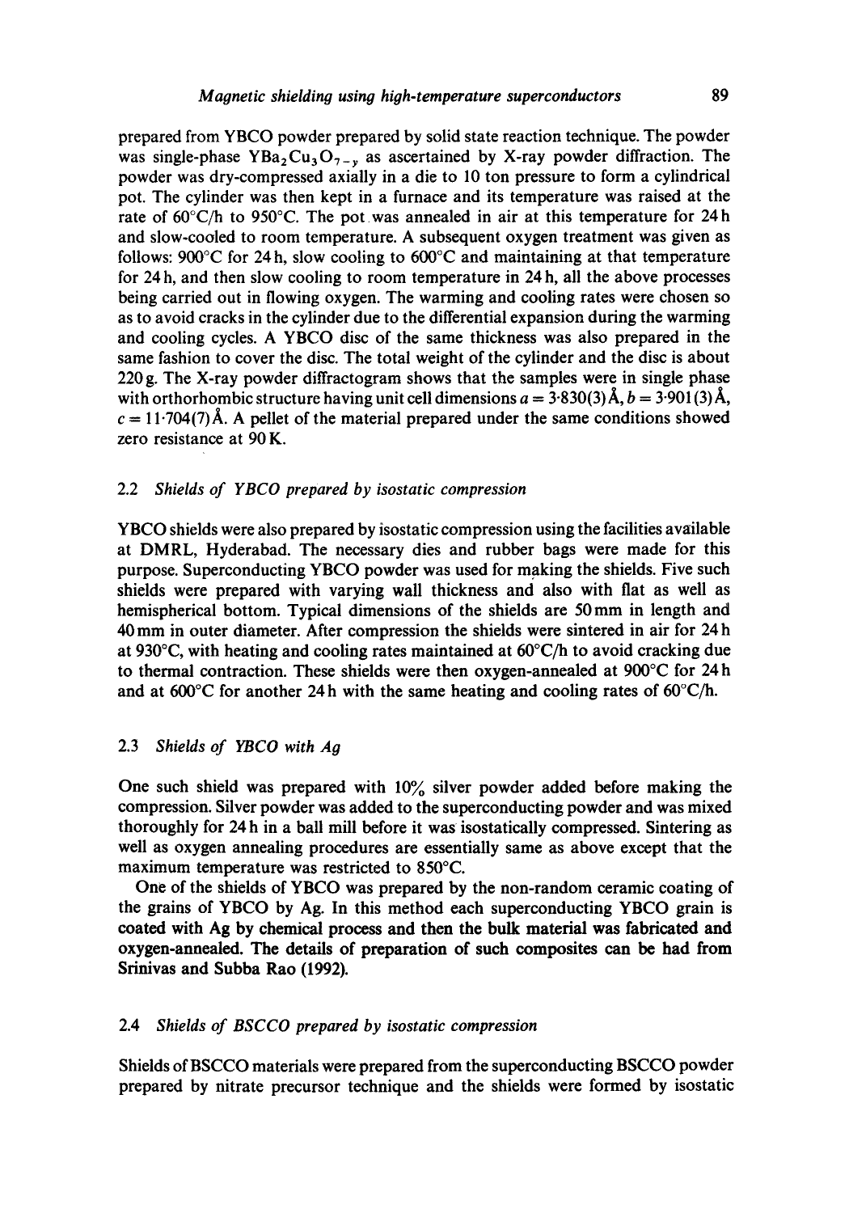prepared from YBCO powder prepared by solid state reaction technique. The powder was single-phase $YBa_2Cu_3O_{7-y}$ as ascertained by X-ray powder diffraction. The powder was dry-compressed axially in a die to 10 ton pressure to form a cylindrical pot. The cylinder was then kept in a furnace and its temperature was raised at the rate of 60°C/h to 950°C. The pot was annealed in air at this temperature for 24 h and slow-cooled to room temperature. A subsequent oxygen treatment was given as follows: 900°C for 24 h, slow cooling to 600°C and maintaining at that temperature for 24 h, and then slow cooling to room temperature in 24 h, all the above processes being carried out in flowing oxygen. The warming and cooling rates were chosen so as to avoid cracks in the cylinder due to the differential expansion during the warming and cooling cycles. A YBCO disc of the same thickness was also prepared in the same fashion to cover the disc. The total weight of the cylinder and the disc is about 220 g. The X-ray powder diffractogram shows that the samples were in single phase with orthorhombic structure having unit cell dimensions $a = 3{\cdot}830(3)$ Å, $b = 3{\cdot}901(3)$ Å, $c = 11{\cdot}704(7)$ Å. A pellet of the material prepared under the same conditions showed zero resistance at 90 K.

### 2.2 *Shields of YBCO prepared by isostatic compression*

YBCO shields were also prepared by isostatic compression using the facilities available at DMRL, Hyderabad. The necessary dies and rubber bags were made for this purpose. Superconducting YBCO powder was used for making the shields. Five such shields were prepared with varying wall thickness and also with flat as well as hemispherical bottom. Typical dimensions of the shields are 50 mm in length and 40 mm in outer diameter. After compression the shields were sintered in air for 24 h at 930°C, with heating and cooling rates maintained at 60°C/h to avoid cracking due to thermal contraction. These shields were then oxygen-annealed at 900°C for 24 h and at 600°C for another 24 h with the same heating and cooling rates of 60°C/h.

### 2.3 *Shields of YBCO with Ag*

One such shield was prepared with 10% silver powder added before making the compression. Silver powder was added to the superconducting powder and was mixed thoroughly for 24 h in a ball mill before it was isostatically compressed. Sintering as well as oxygen annealing procedures are essentially same as above except that the maximum temperature was restricted to 850°C.

One of the shields of YBCO was prepared by the non-random ceramic coating of the grains of YBCO by Ag. In this method each superconducting YBCO grain is coated with Ag by chemical process and then the bulk material was fabricated and oxygen-annealed. The details of preparation of such composites can be had from Srinivas and Subba Rao (1992).

### 2.4 *Shields of BSCCO prepared by isostatic compression*

Shields of BSCCO materials were prepared from the superconducting BSCCO powder prepared by nitrate precursor technique and the shields were formed by isostatic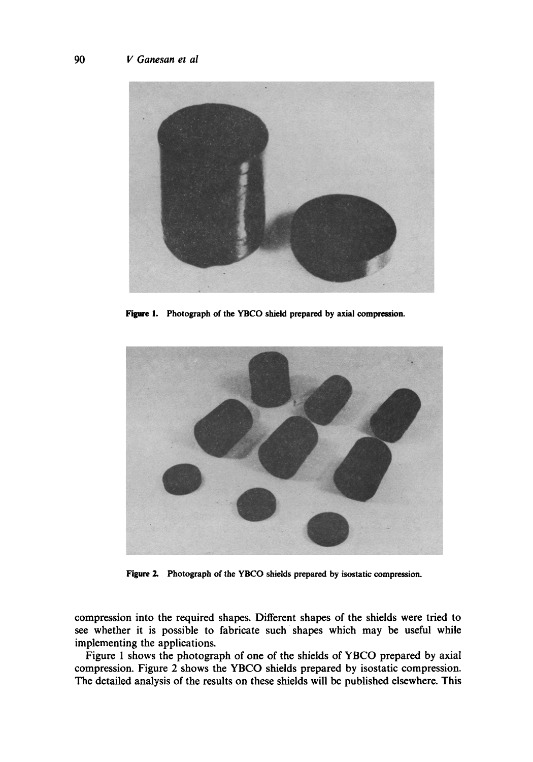Figure 1. Photograph of the YBCO shield prepared by axial compression.

Figure 2. Photograph of the YBCO shields prepared by isostatic compression.

compression into the required shapes. Different shapes of the shields were tried to see whether it is possible to fabricate such shapes which may be useful while implementing the applications.

Figure 1 shows the photograph of one of the shields of YBCO prepared by axial compression. Figure 2 shows the YBCO shields prepared by isostatic compression. The detailed analysis of the results on these shields will be published elsewhere. This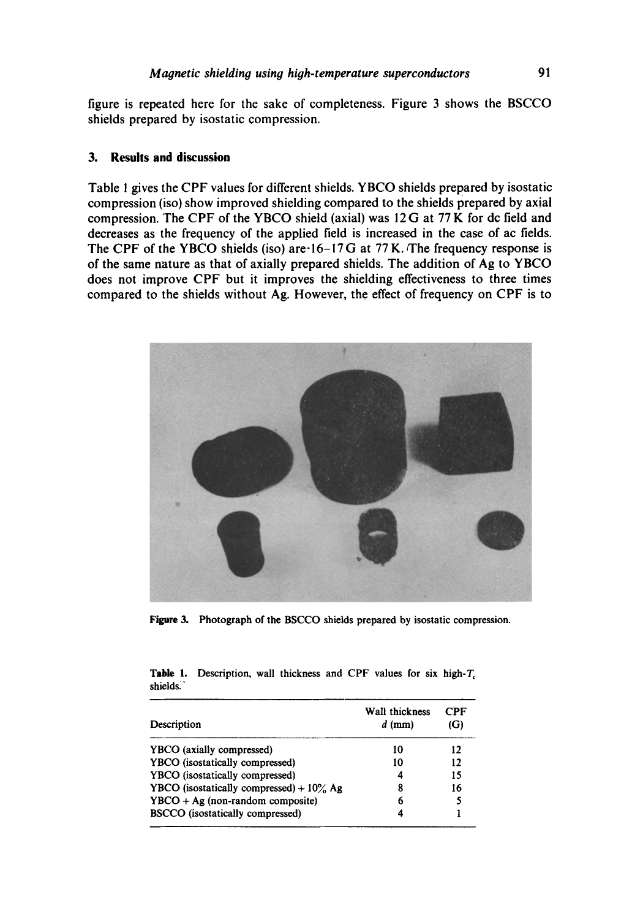figure is repeated here for the sake of completeness. Figure 3 shows the BSCCO shields prepared by isostatic compression.

## 3. Results and discussion

Table 1 gives the CPF values for different shields. YBCO shields prepared by isostatic compression (iso) show improved shielding compared to the shields prepared by axial compression. The CPF of the YBCO shield (axial) was 12 G at 77 K for dc field and decreases as the frequency of the applied field is increased in the case of ac fields. The CPF of the YBCO shields (iso) are 16–17 G at 77 K. The frequency response is of the same nature as that of axially prepared shields. The addition of Ag to YBCO does not improve CPF but it improves the shielding effectiveness to three times compared to the shields without Ag. However, the effect of frequency on CPF is to

**Figure 3.** Photograph of the BSCCO shields prepared by isostatic compression.

**Table 1.** Description, wall thickness and CPF values for six high-$T_c$ shields.

| Description | Wall thickness $d$ (mm) | CPF (G) |
|---|---|---|
| YBCO (axially compressed) | 10 | 12 |
| YBCO (isostatically compressed) | 10 | 12 |
| YBCO (isostatically compressed) | 4 | 15 |
| YBCO (isostatically compressed) + 10% Ag | 8 | 16 |
| YBCO + Ag (non-random composite) | 6 | 5 |
| BSCCO (isostatically compressed) | 4 | 1 |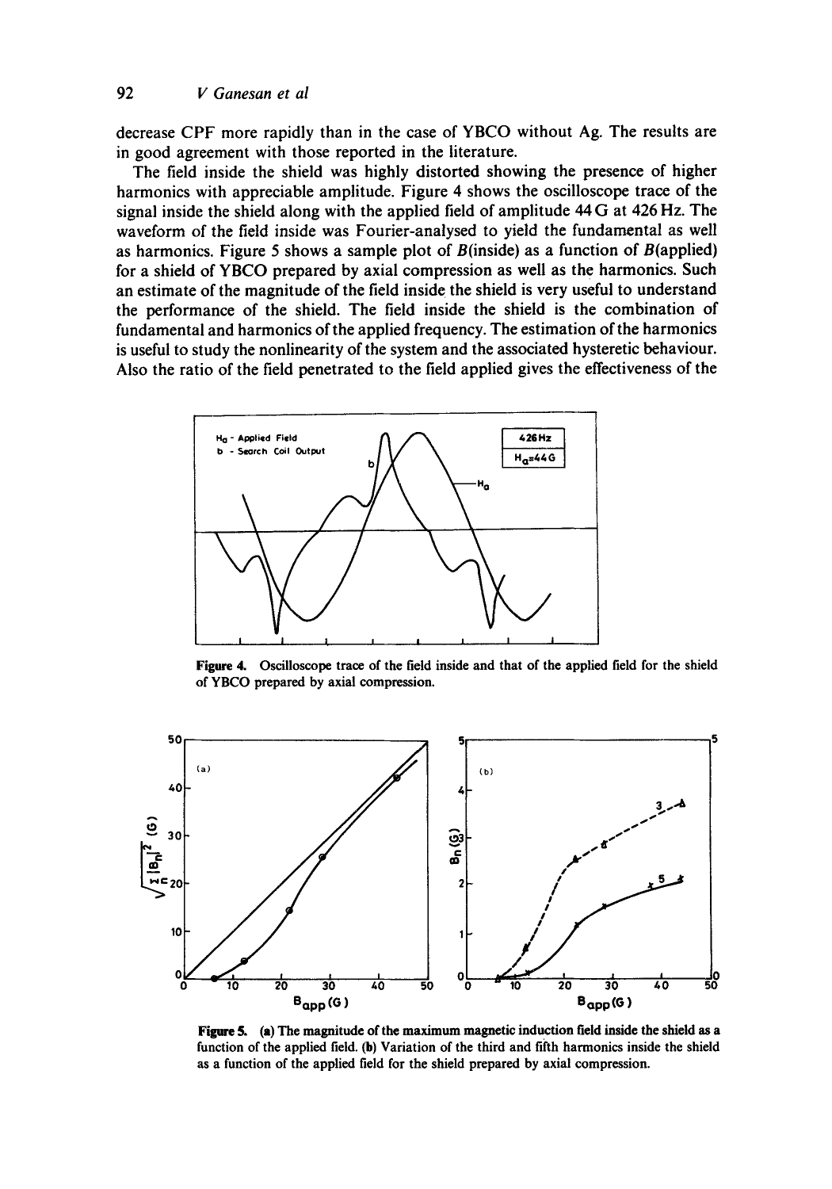decrease CPF more rapidly than in the case of YBCO without Ag. The results are in good agreement with those reported in the literature.

The field inside the shield was highly distorted showing the presence of higher harmonics with appreciable amplitude. Figure 4 shows the oscilloscope trace of the signal inside the shield along with the applied field of amplitude 44 G at 426 Hz. The waveform of the field inside was Fourier-analysed to yield the fundamental as well as harmonics. Figure 5 shows a sample plot of $B$(inside) as a function of $B$(applied) for a shield of YBCO prepared by axial compression as well as the harmonics. Such an estimate of the magnitude of the field inside the shield is very useful to understand the performance of the shield. The field inside the shield is the combination of fundamental and harmonics of the applied frequency. The estimation of the harmonics is useful to study the nonlinearity of the system and the associated hysteretic behaviour. Also the ratio of the field penetrated to the field applied gives the effectiveness of the

**Figure 4.** Oscilloscope trace of the field inside and that of the applied field for the shield of YBCO prepared by axial compression.

**Figure 5.** (a) The magnitude of the maximum magnetic induction field inside the shield as a function of the applied field. (b) Variation of the third and fifth harmonics inside the shield as a function of the applied field for the shield prepared by axial compression.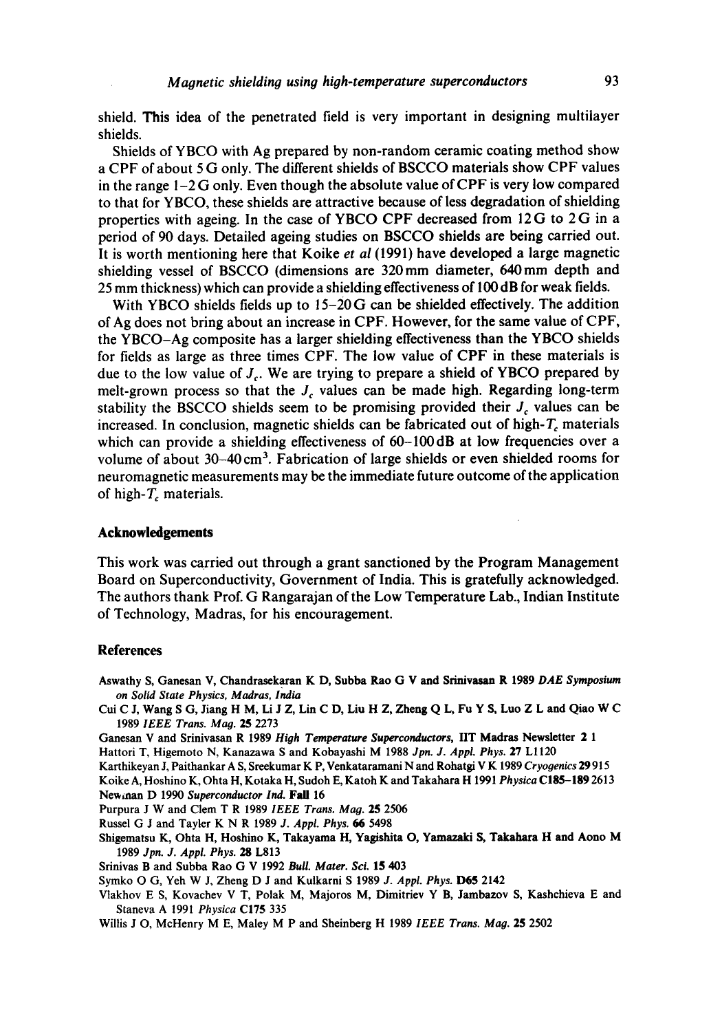shield. This idea of the penetrated field is very important in designing multilayer shields.

Shields of YBCO with Ag prepared by non-random ceramic coating method show a CPF of about 5 G only. The different shields of BSCCO materials show CPF values in the range 1–2 G only. Even though the absolute value of CPF is very low compared to that for YBCO, these shields are attractive because of less degradation of shielding properties with ageing. In the case of YBCO CPF decreased from 12 G to 2 G in a period of 90 days. Detailed ageing studies on BSCCO shields are being carried out. It is worth mentioning here that Koike *et al* (1991) have developed a large magnetic shielding vessel of BSCCO (dimensions are 320 mm diameter, 640 mm depth and 25 mm thickness) which can provide a shielding effectiveness of 100 dB for weak fields.

With YBCO shields fields up to 15–20 G can be shielded effectively. The addition of Ag does not bring about an increase in CPF. However, for the same value of CPF, the YBCO–Ag composite has a larger shielding effectiveness than the YBCO shields for fields as large as three times CPF. The low value of CPF in these materials is due to the low value of $J_c$. We are trying to prepare a shield of YBCO prepared by melt-grown process so that the $J_c$ values can be made high. Regarding long-term stability the BSCCO shields seem to be promising provided their $J_c$ values can be increased. In conclusion, magnetic shields can be fabricated out of high-$T_c$ materials which can provide a shielding effectiveness of 60–100 dB at low frequencies over a volume of about 30–40 cm$^3$. Fabrication of large shields or even shielded rooms for neuromagnetic measurements may be the immediate future outcome of the application of high-$T_c$ materials.

## Acknowledgements

This work was carried out through a grant sanctioned by the Program Management Board on Superconductivity, Government of India. This is gratefully acknowledged. The authors thank Prof. G Rangarajan of the Low Temperature Lab., Indian Institute of Technology, Madras, for his encouragement.

## References

Aswathy S, Ganesan V, Chandrasekaran K D, Subba Rao G V and Srinivasan R 1989 *DAE Symposium on Solid State Physics, Madras, India*

Cui C J, Wang S G, Jiang H M, Li J Z, Lin C D, Liu H Z, Zheng Q L, Fu Y S, Luo Z L and Qiao W C 1989 *IEEE Trans. Mag.* **25** 2273

Ganesan V and Srinivasan R 1989 *High Temperature Superconductors*, IIT Madras Newsletter **2** 1

Hattori T, Higemoto N, Kanazawa S and Kobayashi M 1988 *Jpn. J. Appl. Phys.* **27** L1120

Karthikeyan J, Paithankar A S, Sreekumar K P, Venkataramani N and Rohatgi V K 1989 *Cryogenics* **29** 915

Koike A, Hoshino K, Ohta H, Kotaka H, Sudoh E, Katoh K and Takahara H 1991 *Physica* **C185–189** 2613

Newman D 1990 *Superconductor Ind.* **Fall** 16

Purpura J W and Clem T R 1989 *IEEE Trans. Mag.* **25** 2506

Russel G J and Tayler K N R 1989 *J. Appl. Phys.* **66** 5498

Shigematsu K, Ohta H, Hoshino K, Takayama H, Yagishita O, Yamazaki S, Takahara H and Aono M 1989 *Jpn. J. Appl. Phys.* **28** L813

Srinivas B and Subba Rao G V 1992 *Bull. Mater. Sci.* **15** 403

Symko O G, Yeh W J, Zheng D J and Kulkarni S 1989 *J. Appl. Phys.* **D65** 2142

Vlakhov E S, Kovachev V T, Polak M, Majoros M, Dimitriev Y B, Jambazov S, Kashchieva E and Staneva A 1991 *Physica* **C175** 335

Willis J O, McHenry M E, Maley M P and Sheinberg H 1989 *IEEE Trans. Mag.* **25** 2502